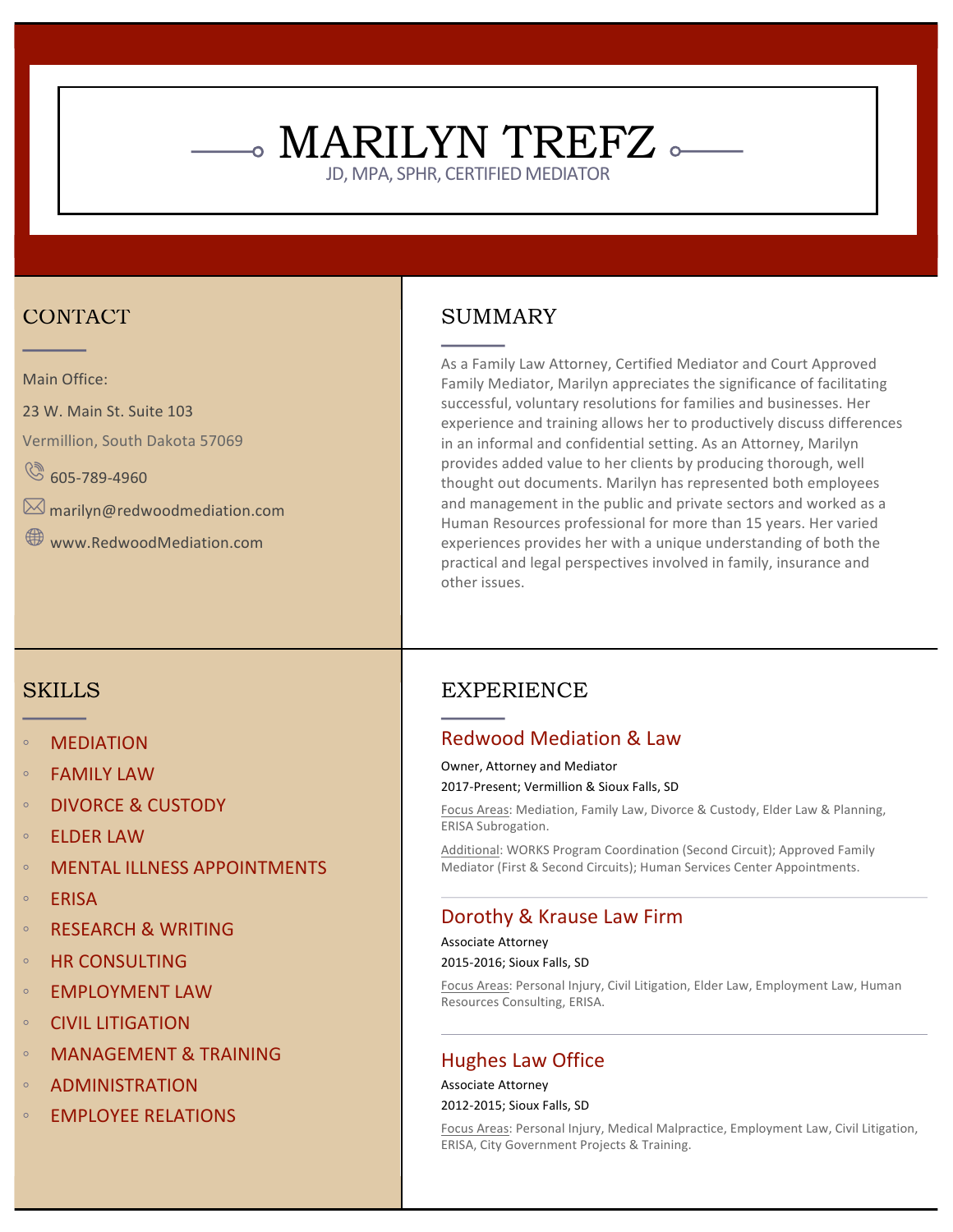# MARILYN TREFZ

JD, MPA, SPHR, CERTIFIED MEDIATOR

## CONTACT

Main Office:

23 W. Main St. Suite 103

Vermillion, South Dakota 57069

605-789-4960

marilyn@redwoodmediation.com

www.RedwoodMediation.com

## SUMMARY

As a Family Law Attorney, Certified Mediator and Court Approved Family Mediator, Marilyn appreciates the significance of facilitating successful, voluntary resolutions for families and businesses. Her experience and training allows her to productively discuss differences in an informal and confidential setting. As an Attorney, Marilyn provides added value to her clients by producing thorough, well thought out documents. Marilyn has represented both employees and management in the public and private sectors and worked as a Human Resources professional for more than 15 years. Her varied experiences provides her with a unique understanding of both the practical and legal perspectives involved in family, insurance and other issues.

## SKILLS

- MEDIATION
- FAMILY LAW
- DIVORCE & CUSTODY
- ELDER LAW
- MENTAL ILLNESS APPOINTMENTS
- ERISA
- RESEARCH & WRITING
- HR CONSULTING
- EMPLOYMENT LAW
- CIVIL LITIGATION
- MANAGEMENT & TRAINING
- ADMINISTRATION
- EMPLOYEE RELATIONS

## EXPERIENCE

### Redwood Mediation & Law

Owner, Attorney and Mediator

2017-Present; Vermillion & Sioux Falls, SD

Focus Areas: Mediation, Family Law, Divorce & Custody, Elder Law & Planning, ERISA Subrogation.

Additional: WORKS Program Coordination (Second Circuit); Approved Family Mediator (First & Second Circuits); Human Services Center Appointments.

### Dorothy & Krause Law Firm

Associate Attorney

2015-2016; Sioux Falls, SD

Focus Areas: Personal Injury, Civil Litigation, Elder Law, Employment Law, Human Resources Consulting, ERISA.

### Hughes Law Office

Associate Attorney

2012-2015; Sioux Falls, SD

Focus Areas: Personal Injury, Medical Malpractice, Employment Law, Civil Litigation, ERISA, City Government Projects & Training.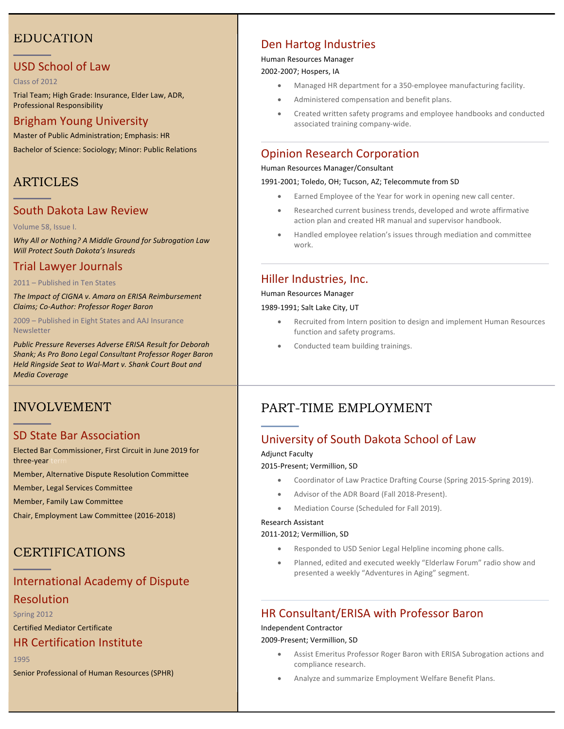## EDUCATION

### USD School of Law

Class of 2012

Trial Team; High Grade: Insurance, Elder Law, ADR, Professional Responsibility

### Brigham Young University

Master of Public Administration; Emphasis: HR

Bachelor of Science: Sociology; Minor: Public Relations

## ARTICLES

### South Dakota Law Review

Volume 58, Issue I.

*Why All or Nothing? A Middle Ground for Subrogation Law Will Protect South Dakota's Insureds*

### Trial Lawyer Journals

2011 – Published in Ten States

*The Impact of CIGNA v. Amara on ERISA Reimbursement Claims; Co-Author: Professor Roger Baron*

2009 – Published in Eight States and AAJ Insurance Newsletter

*Public Pressure Reverses Adverse ERISA Result for Deborah Shank; As Pro Bono Legal Consultant Professor Roger Baron Held Ringside Seat to Wal-Mart v. Shank Court Bout and Media Coverage*

### Den Hartog Industries

Human Resources Manager

2002-2007; Hospers, IA

- Managed HR department for a 350-employee manufacturing facility.
- Administered compensation and benefit plans.
- Created written safety programs and employee handbooks and conducted associated training company-wide.

### Opinion Research Corporation

Human Resources Manager/Consultant

1991-2001; Toledo, OH; Tucson, AZ; Telecommute from SD

- Earned Employee of the Year for work in opening new call center.
- Researched current business trends, developed and wrote affirmative action plan and created HR manual and supervisor handbook.
- Handled employee relation's issues through mediation and committee work.

### Hiller Industries, Inc.

Human Resources Manager

1989-1991; Salt Lake City, UT

- Recruited from Intern position to design and implement Human Resources function and safety programs.
- Conducted team building trainings.

## INVOLVEMENT

### SD State Bar Association

Elected Bar Commissioner, First Circuit in June 2019 for three-year term

Member, Alternative Dispute Resolution Committee

Member, Legal Services Committee

Member, Family Law Committee

Chair, Employment Law Committee (2016-2018)

## CERTIFICATIONS

### International Academy of Dispute Resolution

Spring 2012

Certified Mediator Certificate

### HR Certification Institute

1995

Senior Professional of Human Resources (SPHR)

## PART-TIME EMPLOYMENT

### University of South Dakota School of Law

Adjunct Faculty

2015-Present; Vermillion, SD

- Coordinator of Law Practice Drafting Course (Spring 2015-Spring 2019).
- Advisor of the ADR Board (Fall 2018-Present).
- Mediation Course (Scheduled for Fall 2019).

Research Assistant

2011-2012; Vermillion, SD

- Responded to USD Senior Legal Helpline incoming phone calls.
- Planned, edited and executed weekly "Elderlaw Forum" radio show and presented a weekly "Adventures in Aging" segment.

### HR Consultant/ERISA with Professor Baron

Independent Contractor

2009-Present; Vermillion, SD

- Assist Emeritus Professor Roger Baron with ERISA Subrogation actions and compliance research.
- Analyze and summarize Employment Welfare Benefit Plans.